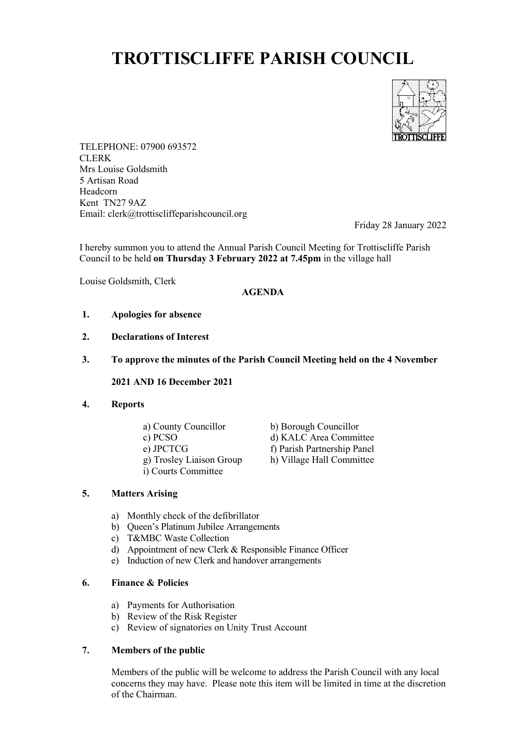# TROTTISCLIFFE PARISH COUNCIL

TELEPHONE: 07900 693572
CLERK
Mrs Louise Goldsmith
5 Artisan Road
Headcorn
Kent TN27 9AZ
Email: clerk@trottiscliffeparishcouncil.org

Friday 28 January 2022

I hereby summon you to attend the Annual Parish Council Meeting for Trottiscliffe Parish Council to be held **on Thursday 3 February 2022 at 7.45pm** in the village hall

Louise Goldsmith, Clerk

**AGENDA**

1. **Apologies for absence**

2. **Declarations of Interest**

3. **To approve the minutes of the Parish Council Meeting held on the 4 November 2021 AND 16 December 2021**

4. **Reports**

   a) County Councillor
   b) Borough Councillor
   c) PCSO
   d) KALC Area Committee
   e) JPCTCG
   f) Parish Partnership Panel
   g) Trosley Liaison Group
   h) Village Hall Committee
   i) Courts Committee

5. **Matters Arising**

   a) Monthly check of the defibrillator
   b) Queen's Platinum Jubilee Arrangements
   c) T&MBC Waste Collection
   d) Appointment of new Clerk & Responsible Finance Officer
   e) Induction of new Clerk and handover arrangements

6. **Finance & Policies**

   a) Payments for Authorisation
   b) Review of the Risk Register
   c) Review of signatories on Unity Trust Account

7. **Members of the public**

   Members of the public will be welcome to address the Parish Council with any local concerns they may have. Please note this item will be limited in time at the discretion of the Chairman.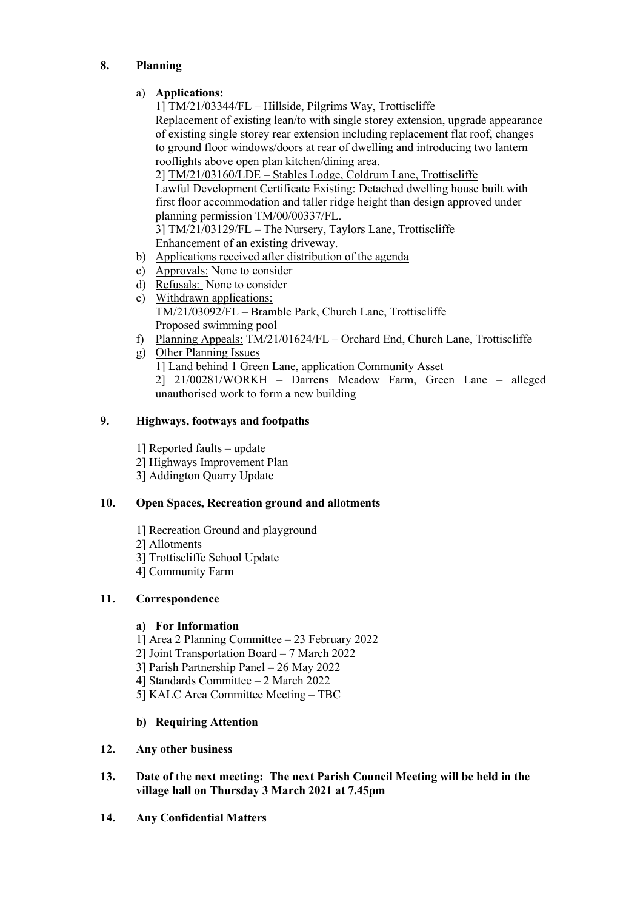## 8. Planning

a) **Applications:**

1] <u>TM/21/03344/FL – Hillside, Pilgrims Way, Trottiscliffe</u>
Replacement of existing lean/to with single storey extension, upgrade appearance of existing single storey rear extension including replacement flat roof, changes to ground floor windows/doors at rear of dwelling and introducing two lantern rooflights above open plan kitchen/dining area.

2] <u>TM/21/03160/LDE – Stables Lodge, Coldrum Lane, Trottiscliffe</u>
Lawful Development Certificate Existing: Detached dwelling house built with first floor accommodation and taller ridge height than design approved under planning permission TM/00/00337/FL.

3] <u>TM/21/03129/FL – The Nursery, Taylors Lane, Trottiscliffe</u>
Enhancement of an existing driveway.

b) <u>Applications received after distribution of the agenda</u>

c) <u>Approvals:</u> None to consider

d) <u>Refusals:</u> None to consider

e) <u>Withdrawn applications:</u>
<u>TM/21/03092/FL – Bramble Park, Church Lane, Trottiscliffe</u>
Proposed swimming pool

f) <u>Planning Appeals:</u> TM/21/01624/FL – Orchard End, Church Lane, Trottiscliffe

g) <u>Other Planning Issues</u>
1] Land behind 1 Green Lane, application Community Asset
2] 21/00281/WORKH – Darrens Meadow Farm, Green Lane – alleged unauthorised work to form a new building

## 9. Highways, footways and footpaths

1] Reported faults – update
2] Highways Improvement Plan
3] Addington Quarry Update

## 10. Open Spaces, Recreation ground and allotments

1] Recreation Ground and playground
2] Allotments
3] Trottiscliffe School Update
4] Community Farm

## 11. Correspondence

**a) For Information**

1] Area 2 Planning Committee – 23 February 2022
2] Joint Transportation Board – 7 March 2022
3] Parish Partnership Panel – 26 May 2022
4] Standards Committee – 2 March 2022
5] KALC Area Committee Meeting – TBC

**b) Requiring Attention**

## 12. Any other business

## 13. Date of the next meeting: The next Parish Council Meeting will be held in the village hall on Thursday 3 March 2021 at 7.45pm

## 14. Any Confidential Matters